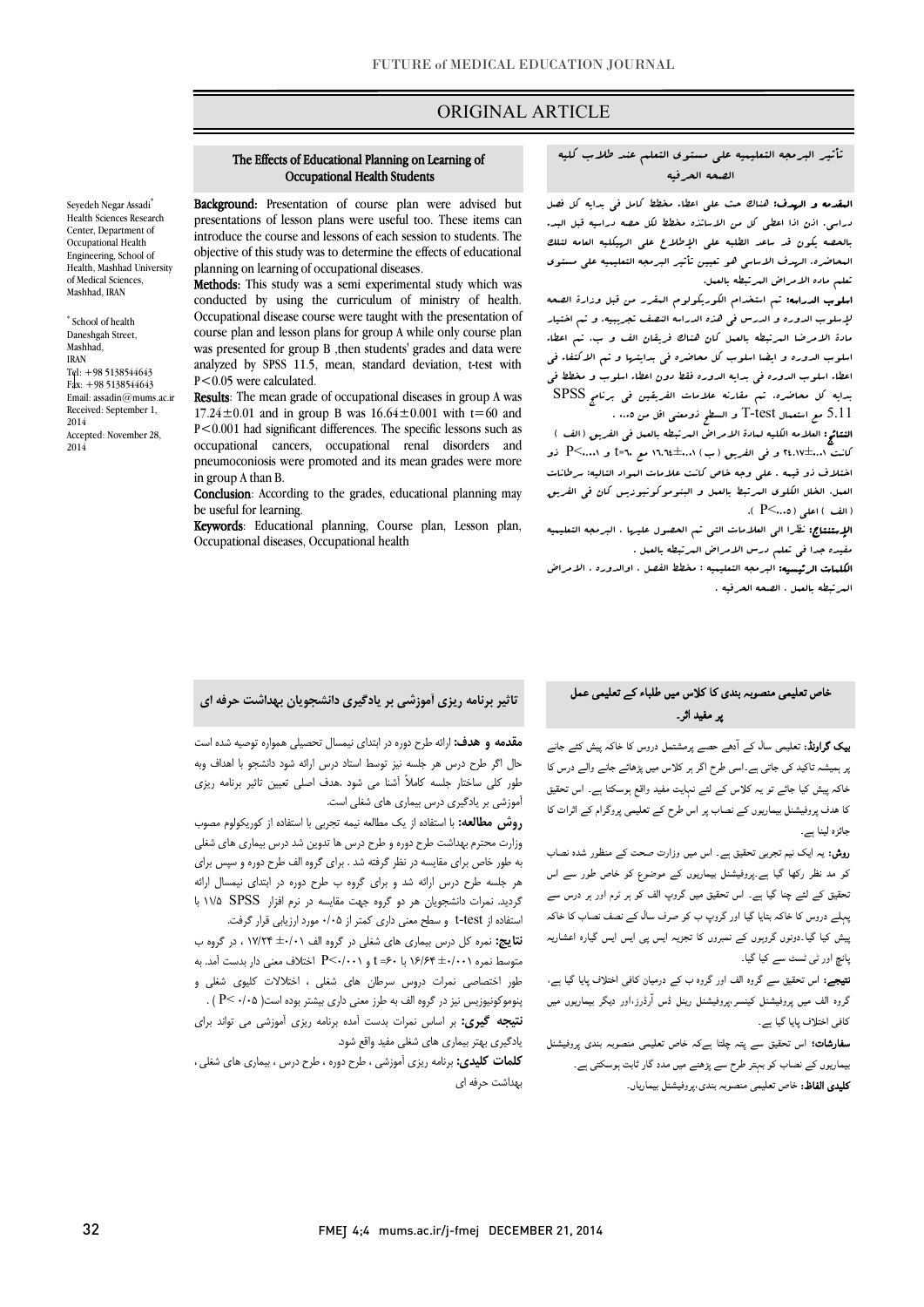ORIGINAL ARTICLE

## The Effects of Educational Planning on Learning of Occupational Health Students

Seyedeh Negar Assadi[*]
Health Sciences Research Center, Department of Occupational Health Engineering, School of Health, Mashhad University of Medical Sciences, Mashhad, IRAN

[*] School of health
Daneshgah Street, Mashhad, IRAN
Tel: +98 5138544643
Fax: +98 5138544643
Email: assadin@mums.ac.ir
Received: September 1, 2014
Accepted: November 28, 2014

**Background:** Presentation of course plan were advised but presentations of lesson plans were useful too. These items can introduce the course and lessons of each session to students. The objective of this study was to determine the effects of educational planning on learning of occupational diseases.

**Methods:** This study was a semi experimental study which was conducted by using the curriculum of ministry of health. Occupational disease course were taught with the presentation of course plan and lesson plans for group A while only course plan was presented for group B ,then students' grades and data were analyzed by SPSS 11.5, mean, standard deviation, t-test with $P<0.05$ were calculated.

**Results:** The mean grade of occupational diseases in group A was $17.24\pm0.01$ and in group B was $16.64\pm0.001$ with $t=60$ and $P<0.001$ had significant differences. The specific lessons such as occupational cancers, occupational renal disorders and pneumoconiosis were promoted and its mean grades were more in group A than B.

**Conclusion:** According to the grades, educational planning may be useful for learning.

**Keywords:** Educational planning, Course plan, Lesson plan, Occupational diseases, Occupational health

## تأثير البرمجه التعليميه على مستوى التعلم عند طلاب كليه الصحه الحرفيه

**المقدمه و الهدف:** هنالك حث على اعطاء مخطط كامل في بدايه كل فصل دراسي، اذن اذا اعطى كل من الاساتذه مخطط لكل حصه دراسيه قبل البدء بالحصه يكون قد ساعد الطلبه على الإطلاع على الهيكليه العامه لتلك المحاضره. الهدف الاساسي هو تعيين تأثير البرمجه التعليميه على مستوى تعلم ماده الامراض المرتبطه بالعمل.

**اسلوب الدراسه:** تم استخدام الكوريكولوم المقرر من قبل وزارة الصحه لإسلوب الدوره و الدرس في هذه الدراسه النصف تجريبيه. و تم اختيار مادة الامرض المرتبطه بالعمل كان هنالك فريقان الف و ب. تم اعطاء اسلوب الدوره و ايضا اسلوب كل محاضره في بدايتها و تم الاكتفاء في اعطاء اسلوب الدوره في بدايه الدوره فقط دون اعطاء اسلوب و مخطط في بدايه كل محاضره. تم مقارنه علامات الفريقين في برنامج SPSS 5.11 مع استعمال T-test و السطح ذومعنى اقل من ٠،٠٥ .

**النتائج:** العلامه الكليه لمادة الامراض المرتبطه بالعمل في الفريق (الف ) كانت ٢٤،١٧±٠،٠١ و في الفريق ( ب ) ١٦،٦٤±٠،٠٠١ مع t=٦٠ و P<٠،٠٠١ ذو اختلاف ذو قيمه . على وجه خاص كانت علاعمات المواد التاليه: سرطانات العمل، الخلل الكلوي المرتبط بالعمل و البنوموكونيوزيس كان في الفريق (الف ) اعلى ( P<٠،٠٥ ).

**الإستنتاج:** نظرا الى العلامات التى تم الحصول عليها ، البرمجه التعليميه مفيده جدا في تعلم درس الامراض المرتبطه بالعمل .

**الكلمات الرئيسيه:** البرمجه التعليميه ؛ مخطط الفصل ، اوالدوره ، الامراض المرتبطه بالعمل ، الصحه الحرفيه .

## تاثير برنامه ريزی آموزشی بر يادگيری دانشجويان بهداشت حرفه ای

**مقدمه و هدف:** ارائه طرح دوره در ابتدای نیمسال تحصیلی همواره توصیه شده است حال اگر طرح درس هر جلسه نیز توسط استاد درس ارائه شود دانشجو با اهداف وبه طور کلی ساختار جلسه کاملاً آشنا می شود .هدف اصلی تعیین تاثیر برنامه ریزی آموزشی بر یادگیری درس بیماری های شغلی است.

**روش مطالعه:** با استفاده از یک مطالعه نیمه تجربی با استفاده از کوریکولوم مصوب وزارت محترم بهداشت طرح دوره و طرح درس ها تدوین شد درس بیماری های شغلی به طور خاص برای مقایسه در نظر گرفته شد . برای گروه الف طرح دوره و سپس برای هر جلسه طرح درس ارائه شد و برای گروه ب طرح دوره در ابتدای نیمسال ارائه گردید. نمرات دانشجویان هر دو گروه جهت مقایسه در نرم افزار SPSS ۱۱/۵ با استفاده از t-test و سطح معنی داری کمتر از ۰/۰۵ مورد ارزیابی قرار گرفت.

**نتایج:** نمره کل درس بیماری های شغلی در گروه الف ۰/۰۱± ۱۷/۲۴ ، در گروه ب متوسط نمره ۰/۰۰۱±۱۶/۶۴ با t =۶۰ و P<۰/۰۰۱ اختلاف معنی دار بدست آمد. به طور اختصاصی نمرات دروس سرطان های شغلی ، اختلالات کلیوی شغلی و پنوموکونیوزیس نیز در گروه الف به طرز معنی داری بیشتر بوده است( P< ۰/۰۵ ) .

**نتیجه گیری:** بر اساس نمرات بدست آمده برنامه ریزی آموزشی می تواند برای یادگیری بهتر بیماری های شغلی مفید واقع شود.

**کلمات کلیدی:** برنامه ریزی آموزشی ، طرح دوره ، طرح درس ، بیماری های شغلی ، بهداشت حرفه ای

## خاص تعلیمی منصوبہ بندی کا کلاس میں طلباء کے تعلیمی عمل پر مفید اثر۔

**بیک گراونڈ:** تعلیمی سال کے آدھے حصے پرمشتمل دروس کا خاکہ پیش کئے جانے پر ہمیشہ تاکید کی جاتی ہے۔اسی طرح اگر ہر کلاس میں پڑھائے جانے والے درس کا خاکہ پیش کیا جائے تو یہ کلاس کے لئے نہایت مفید واقع ہوسکتا ہے۔ اس تحقیق کا ہدف پروفیشنل بیماریوں کے نصاب پر اس طرح کے تعلیمی پروگرام کے اثرات کا جائزہ لینا ہے۔

**روش:** یہ ایک نیم تجربی تحقیق ہے۔ اس میں وزارت صحت کے منظور شدہ نصاب کو مد نظر رکھا گیا ہے۔پروفیشنل بیماریوں کے موضوع کو خاص طور سے اس تحقیق کے لئے چنا گیا ہے۔ اس تحقیق میں گروپ الف کو ہر ٹرم اور ہر درس سے پہلے دروس کا خاکہ بتایا گیا اور گروپ ب کو صرف سال کے نصف نصاب کا خاکہ پیش کیا گیا۔دونوں گروہوں کے نمبروں کا تجزیہ ایس پی ایس ایس گیارہ اعشاریہ پانچ اور ٹی ٹسٹ سے کیا گیا۔

**نتیجے:** اس تحقیق سے گروہ الف اور گروہ ب کے درمیان کافی اختلاف پایا گیا ہے، گروہ الف میں پروفیشنل کینسر،پروفیشنل رینل ڈس آرڈرز،اور دیگر بیماریوں میں کافی اختلاف پایا گيا ہے۔

**سفارشات:** اس تحقیق سے پتہ چلتا ہےکہ خاص تعلیمی منصوبہ بندی پروفیشنل بیماریوں کے نصاب کو بہتر طرح سے پڑھنے میں مدد گار ثابت ہوسکتی ہے۔

**کلیدی الفاظ:** خاص تعلیمی منصوبہ بندی،پروفیشنل بیماریاں.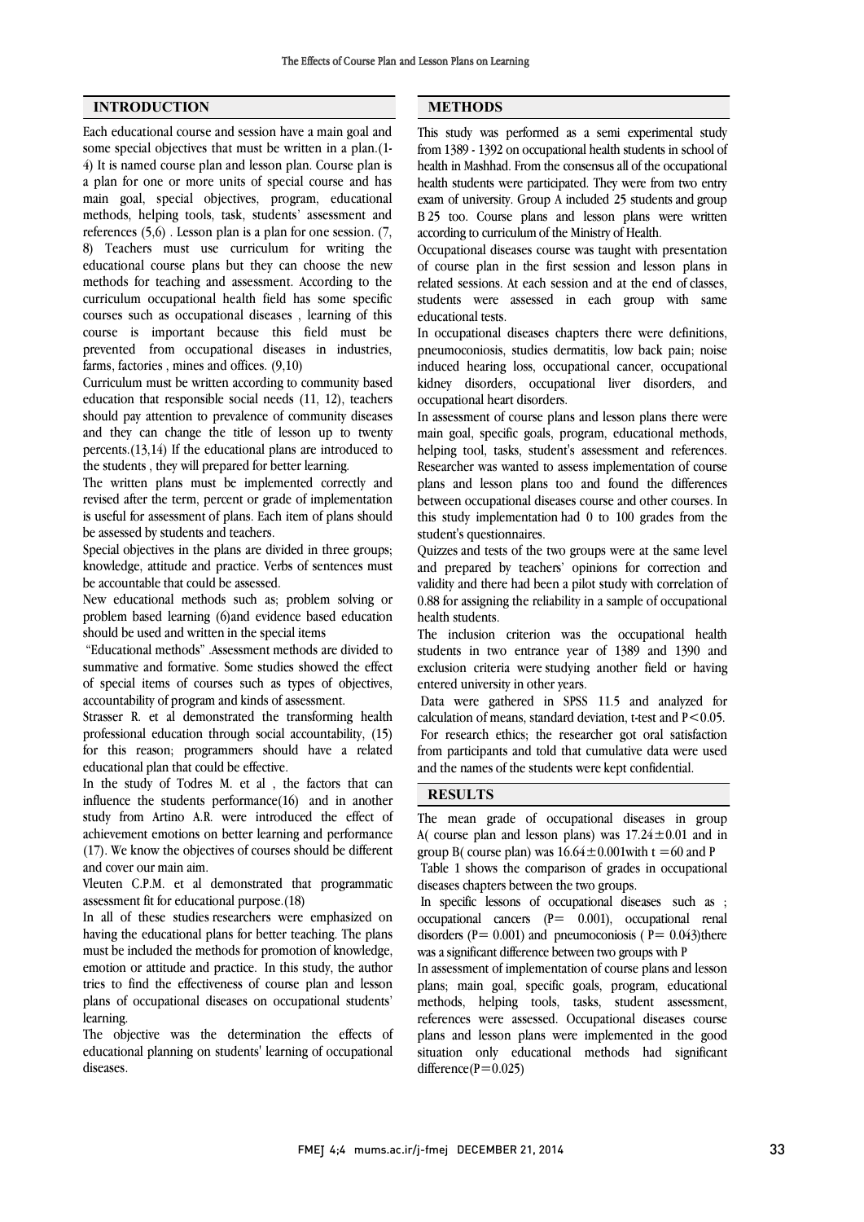## INTRODUCTION

Each educational course and session have a main goal and some special objectives that must be written in a plan.(1-4) It is named course plan and lesson plan. Course plan is a plan for one or more units of special course and has main goal, special objectives, program, educational methods, helping tools, task, students' assessment and references (5,6) . Lesson plan is a plan for one session. (7, 8) Teachers must use curriculum for writing the educational course plans but they can choose the new methods for teaching and assessment. According to the curriculum occupational health field has some specific courses such as occupational diseases , learning of this course is important because this field must be prevented from occupational diseases in industries, farms, factories , mines and offices. (9,10)

Curriculum must be written according to community based education that responsible social needs (11, 12), teachers should pay attention to prevalence of community diseases and they can change the title of lesson up to twenty percents.(13,14) If the educational plans are introduced to the students , they will prepared for better learning.

The written plans must be implemented correctly and revised after the term, percent or grade of implementation is useful for assessment of plans. Each item of plans should be assessed by students and teachers.

Special objectives in the plans are divided in three groups; knowledge, attitude and practice. Verbs of sentences must be accountable that could be assessed.

New educational methods such as; problem solving or problem based learning (6)and evidence based education should be used and written in the special items

"Educational methods" .Assessment methods are divided to summative and formative. Some studies showed the effect of special items of courses such as types of objectives, accountability of program and kinds of assessment.

Strasser R. et al demonstrated the transforming health professional education through social accountability, (15) for this reason; programmers should have a related educational plan that could be effective.

In the study of Todres M. et al , the factors that can influence the students performance(16) and in another study from Artino A.R. were introduced the effect of achievement emotions on better learning and performance (17). We know the objectives of courses should be different and cover our main aim.

Vleuten C.P.M. et al demonstrated that programmatic assessment fit for educational purpose.(18)

In all of these studies researchers were emphasized on having the educational plans for better teaching. The plans must be included the methods for promotion of knowledge, emotion or attitude and practice. In this study, the author tries to find the effectiveness of course plan and lesson plans of occupational diseases on occupational students' learning.

The objective was the determination the effects of educational planning on students' learning of occupational diseases.

## METHODS

This study was performed as a semi experimental study from 1389 - 1392 on occupational health students in school of health in Mashhad. From the consensus all of the occupational health students were participated. They were from two entry exam of university. Group A included 25 students and group B 25 too. Course plans and lesson plans were written according to curriculum of the Ministry of Health.

Occupational diseases course was taught with presentation of course plan in the first session and lesson plans in related sessions. At each session and at the end of classes, students were assessed in each group with same educational tests.

In occupational diseases chapters there were definitions, pneumoconiosis, studies dermatitis, low back pain; noise induced hearing loss, occupational cancer, occupational kidney disorders, occupational liver disorders, and occupational heart disorders.

In assessment of course plans and lesson plans there were main goal, specific goals, program, educational methods, helping tool, tasks, student's assessment and references. Researcher was wanted to assess implementation of course plans and lesson plans too and found the differences between occupational diseases course and other courses. In this study implementation had 0 to 100 grades from the student's questionnaires.

Quizzes and tests of the two groups were at the same level and prepared by teachers' opinions for correction and validity and there had been a pilot study with correlation of 0.88 for assigning the reliability in a sample of occupational health students.

The inclusion criterion was the occupational health students in two entrance year of 1389 and 1390 and exclusion criteria were studying another field or having entered university in other years.

Data were gathered in SPSS 11.5 and analyzed for calculation of means, standard deviation, t-test and $P<0.05$.

For research ethics; the researcher got oral satisfaction from participants and told that cumulative data were used and the names of the students were kept confidential.

## RESULTS

The mean grade of occupational diseases in group A( course plan and lesson plans) was $17.24\pm0.01$ and in group B( course plan) was $16.64\pm0.001$with $t=60$ and P

Table 1 shows the comparison of grades in occupational diseases chapters between the two groups.

In specific lessons of occupational diseases such as ; occupational cancers ($P= 0.001$), occupational renal disorders ($P= 0.001$) and pneumoconiosis ( $P= 0.043$)there was a significant difference between two groups with P

In assessment of implementation of course plans and lesson plans; main goal, specific goals, program, educational methods, helping tools, tasks, student assessment, references were assessed. Occupational diseases course plans and lesson plans were implemented in the good situation only educational methods had significant difference($P=0.025$)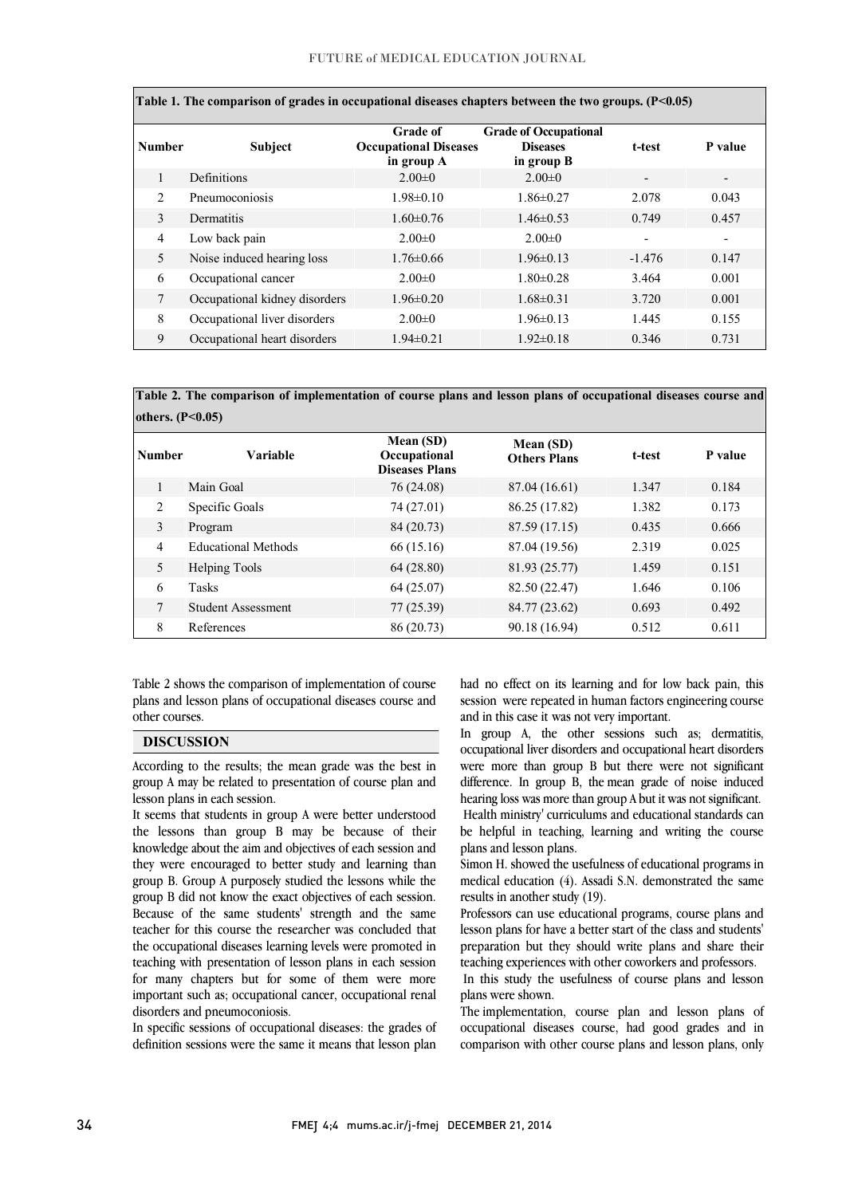**Table 1. The comparison of grades in occupational diseases chapters between the two groups. (P<0.05)**

| Number | Subject | Grade of Occupational Diseases in group A | Grade of Occupational Diseases in group B | t-test | P value |
|---|---|---|---|---|---|
| 1 | Definitions | 2.00±0 | 2.00±0 | - | - |
| 2 | Pneumoconiosis | 1.98±0.10 | 1.86±0.27 | 2.078 | 0.043 |
| 3 | Dermatitis | 1.60±0.76 | 1.46±0.53 | 0.749 | 0.457 |
| 4 | Low back pain | 2.00±0 | 2.00±0 | - | - |
| 5 | Noise induced hearing loss | 1.76±0.66 | 1.96±0.13 | -1.476 | 0.147 |
| 6 | Occupational cancer | 2.00±0 | 1.80±0.28 | 3.464 | 0.001 |
| 7 | Occupational kidney disorders | 1.96±0.20 | 1.68±0.31 | 3.720 | 0.001 |
| 8 | Occupational liver disorders | 2.00±0 | 1.96±0.13 | 1.445 | 0.155 |
| 9 | Occupational heart disorders | 1.94±0.21 | 1.92±0.18 | 0.346 | 0.731 |

**Table 2. The comparison of implementation of course plans and lesson plans of occupational diseases course and others. (P<0.05)**

| Number | Variable | Mean (SD) Occupational Diseases Plans | Mean (SD) Others Plans | t-test | P value |
|---|---|---|---|---|---|
| 1 | Main Goal | 76 (24.08) | 87.04 (16.61) | 1.347 | 0.184 |
| 2 | Specific Goals | 74 (27.01) | 86.25 (17.82) | 1.382 | 0.173 |
| 3 | Program | 84 (20.73) | 87.59 (17.15) | 0.435 | 0.666 |
| 4 | Educational Methods | 66 (15.16) | 87.04 (19.56) | 2.319 | 0.025 |
| 5 | Helping Tools | 64 (28.80) | 81.93 (25.77) | 1.459 | 0.151 |
| 6 | Tasks | 64 (25.07) | 82.50 (22.47) | 1.646 | 0.106 |
| 7 | Student Assessment | 77 (25.39) | 84.77 (23.62) | 0.693 | 0.492 |
| 8 | References | 86 (20.73) | 90.18 (16.94) | 0.512 | 0.611 |

Table 2 shows the comparison of implementation of course plans and lesson plans of occupational diseases course and other courses.

## DISCUSSION

According to the results; the mean grade was the best in group A may be related to presentation of course plan and lesson plans in each session.

It seems that students in group A were better understood the lessons than group B may be because of their knowledge about the aim and objectives of each session and they were encouraged to better study and learning than group B. Group A purposely studied the lessons while the group B did not know the exact objectives of each session. Because of the same students' strength and the same teacher for this course the researcher was concluded that the occupational diseases learning levels were promoted in teaching with presentation of lesson plans in each session for many chapters but for some of them were more important such as; occupational cancer, occupational renal disorders and pneumoconiosis.

In specific sessions of occupational diseases: the grades of definition sessions were the same it means that lesson plan had no effect on its learning and for low back pain, this session were repeated in human factors engineering course and in this case it was not very important.

In group A, the other sessions such as; dermatitis, occupational liver disorders and occupational heart disorders were more than group B but there were not significant difference. In group B, the mean grade of noise induced hearing loss was more than group A but it was not significant.

Health ministry' curriculums and educational standards can be helpful in teaching, learning and writing the course plans and lesson plans.

Simon H. showed the usefulness of educational programs in medical education (4). Assadi S.N. demonstrated the same results in another study (19).

Professors can use educational programs, course plans and lesson plans for have a better start of the class and students' preparation but they should write plans and share their teaching experiences with other coworkers and professors.

In this study the usefulness of course plans and lesson plans were shown.

The implementation, course plan and lesson plans of occupational diseases course, had good grades and in comparison with other course plans and lesson plans, only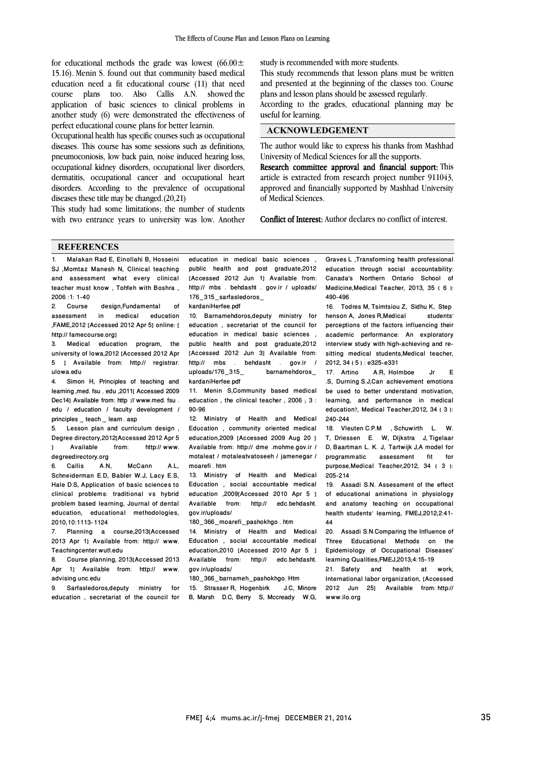for educational methods the grade was lowest ($66.00 \pm 15.16$). Menin S. found out that community based medical education need a fit educational course (11) that need course plans too. Also Callis A.N. showed the application of basic sciences to clinical problems in another study (6) were demonstrated the effectiveness of perfect educational course plans for better learnin.

Occupational health has specific courses such as occupational diseases. This course has some sessions such as definitions, pneumoconiosis, low back pain, noise induced hearing loss, occupational kidney disorders, occupational liver disorders, dermatitis, occupational cancer and occupational heart disorders. According to the prevalence of occupational diseases these title may be changed.(20,21)

This study had some limitations; the number of students with two entrance years to university was low. Another study is recommended with more students.

This study recommends that lesson plans must be written and presented at the beginning of the classes too. Course plans and lesson plans should be assessed regularly.

According to the grades, educational planning may be useful for learning.

## ACKNOWLEDGEMENT

The author would like to express his thanks from Mashhad University of Medical Sciences for all the supports.

**Research committee approval and financial support:** This article is extracted from research project number 911043, approved and financially supported by Mashhad University of Medical Sciences.

**Conflict of Interest:** Author declares no conflict of interest.

## REFERENCES

1. Malakan Rad E, Einollahi B, Hosseini SJ ,Momtaz Manesh N, Clinical teaching and assessment what every clinical teacher must know , Tohfeh with Boshra , 2006 :1: 1-40
2. Course design,Fundamental of assessment in medical education ,FAME,2012 [Accessed 2012 Apr 5] online: [ http:// famecourse.org]
3. Medical education program, the university of Iowa,2012 [Accessed 2012 Apr 5 ] Available from: http:// registrar. uiowa.edu
4. Simon H, Principles of teaching and learning ,med. fsu . edu ,2011[ Accessed 2009 Dec14] Available from: http :// www.med. fsu . edu / education / faculty development / principles _ teach _ learn . asp
5. Lesson plan and curriculum design , Degree directory,2012[Accessed 2012 Apr 5 ] Available from: http:// www. degreedirectory.org
6. Callis A.N, McCann A.L, Schneiderman E.D, Babler W.J, Lacy E.S, Hale D.S, Application of basic sciences to clinical problems: traditional vs hybrid problem based learning, Journal of dental education, educational methodologies, 2010;10:1113-1124
7. Planning a course,2013[Accessed 2013 Apr 1] Available from: http:// www. Teachingcenter.wutl.edu
8. Course planning, 2013[Accessed 2013 Apr 1] Available from: http:// www. advising.unc.edu
9. Sarfasledoros,deputy ministry for education , secretariat of the council for education in medical basic sciences , public health and post graduate,2012 [Accessed 2012 Jun 1] Available from: http:// mbs . behdasht . gov.ir / uploads/ 176_315_sarfasledoros_ kardaniHerfee.pdf
10. Barnamehdoros,deputy ministry for education , secretariat of the council for education in medical basic sciences , public health and post graduate,2012 [Accessed 2012 Jun 3] Available from: http:// mbs . behdasht . gov.ir / uploads/176_315_ barnamehdoros_ kardaniHerfee.pdf
11. Menin S,Community based medical education , the clinical teacher , 2006 ; 3 : 90-96
12. Ministry of Health and Medical Education , community oriented medical education,2009 [Accessed 2009 Aug 20 ] Available from: http:// dme .mohme.gov.ir / motaleat / motaleatvatoseeh / jamenegar / moarefi . htm
13. Ministry of Health and Medical Education , social accountable medical education ,2009[Accessed 2010 Apr 5 ] Available from: http:// edc.behdasht. gov.ir/uploads/ 180_366_moarefi_pashokhgo . htm
14. Ministry of Health and Medical Education , social accountable medical education,2010 [Accessed 2010 Apr 5 ] Available from: http:// edc.behdasht. gov.ir/uploads/ 180_366_barnameh_pashokhgo. Htm
15. Strasser R, Hogenbirk J.C, Minore B, Marsh D.C, Berry S, Mccready W.G, Graves L ,Transforming health professional education through social accountability: Canada's Northern Ontario School of Medicine,Medical Teacher, 2013, 35 ( 6 ): 490-496
16. Todres M, Tsimtsiou Z, Sidhu K, Stephenson A, Jones R,Medical students' perceptions of the factors influencing their academic performance: An exploratory interview study with high-achieving and re-sitting medical students,Medical teacher, 2012, 34 ( 5 ) : e325-e331
17. Artino A.R, Holmboe Jr E .S, Durning S.J,Can achievement emotions be used to better understand motivation, learning, and performance in medical education?, Medical Teacher,2012, 34 ( 3 ): 240-244
18. Vleuten C.P.M , Schuwirth L. W. T, Driessen E. W, Dijkstra J, Tigelaar D, Baartman L. K. J, Tartwijk J,A model for programmatic assessment fit for purpose,Medical Teacher,2012, 34 ( 3 ): 205-214
19. Assadi S.N. Assessment of the effect of educational animations in physiology and anatomy teaching on occupational health students' learning, FMEJ,2012;2:41-44
20. Assadi S.N.Comparing the Influence of Three Educational Methods on the Epidemiology of Occupational Diseases' learning Qualities,FMEJ,2013;4:15-19
21. Safety and health at work, International labor organization, [Accessed 2012 Jun 25] Available from: http:// www.ilo.org